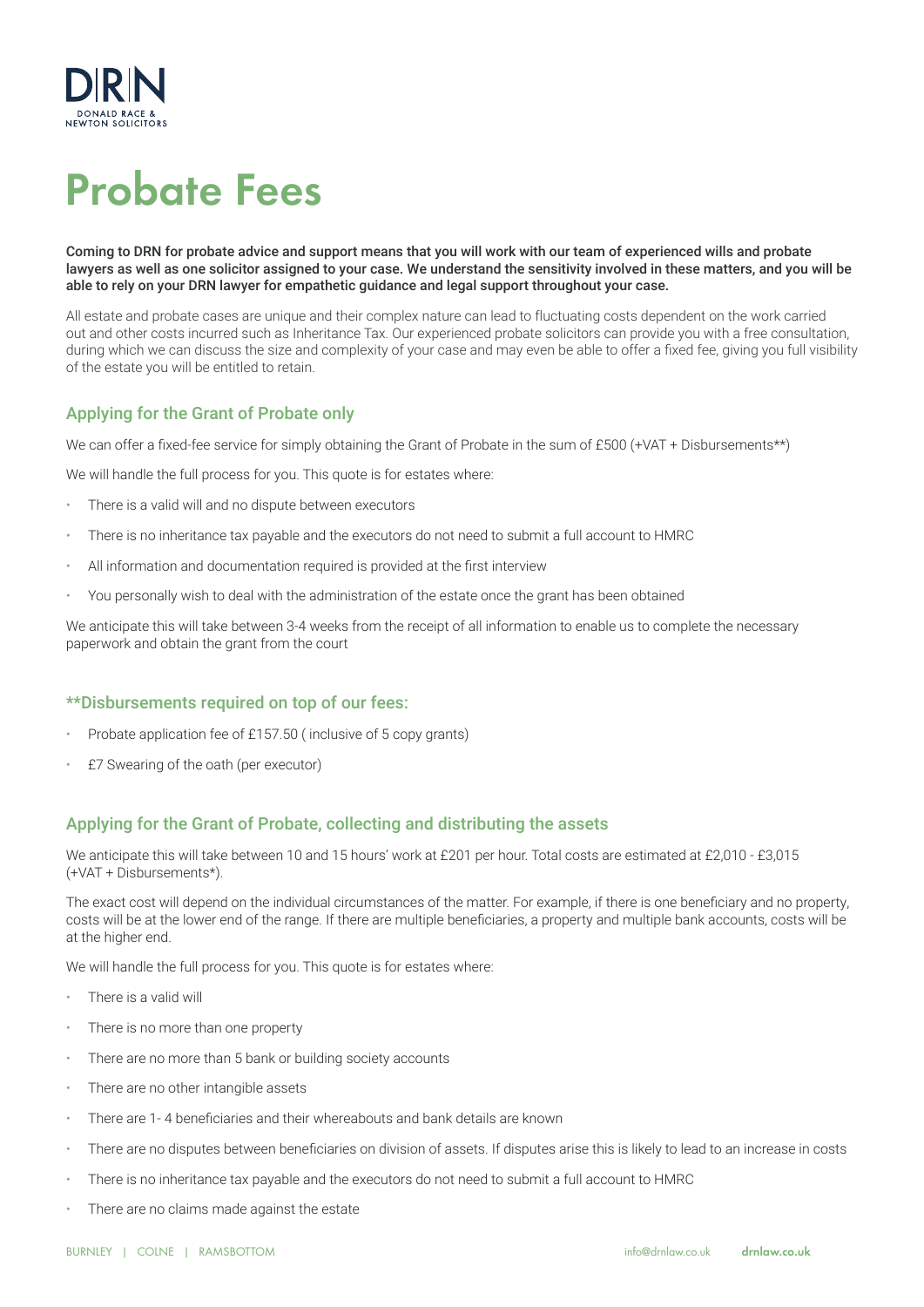# Probate Fees

**Coming to DRN for probate advice and support means that you will work with our team of experienced wills and probate lawyers as well as one solicitor assigned to your case. We understand the sensitivity involved in these matters, and you will be able to rely on your DRN lawyer for empathetic guidance and legal support throughout your case.**

All estate and probate cases are unique and their complex nature can lead to fluctuating costs dependent on the work carried out and other costs incurred such as Inheritance Tax. Our experienced probate solicitors can provide you with a free consultation, during which we can discuss the size and complexity of your case and may even be able to offer a fixed fee, giving you full visibility of the estate you will be entitled to retain.

## Applying for the Grant of Probate only

We can offer a fixed-fee service for simply obtaining the Grant of Probate in the sum of £500 (+VAT + Disbursements**)

We will handle the full process for you. This quote is for estates where:

- There is a valid will and no dispute between executors
- There is no inheritance tax payable and the executors do not need to submit a full account to HMRC
- All information and documentation required is provided at the first interview
- You personally wish to deal with the administration of the estate once the grant has been obtained

We anticipate this will take between 3-4 weeks from the receipt of all information to enable us to complete the necessary paperwork and obtain the grant from the court

## **Disbursements required on top of our fees:

- Probate application fee of £157.50 ( inclusive of 5 copy grants)
- £7 Swearing of the oath (per executor)

## Applying for the Grant of Probate, collecting and distributing the assets

We anticipate this will take between 10 and 15 hours' work at £201 per hour. Total costs are estimated at £2,010 - £3,015 (+VAT + Disbursements*).

The exact cost will depend on the individual circumstances of the matter. For example, if there is one beneficiary and no property, costs will be at the lower end of the range. If there are multiple beneficiaries, a property and multiple bank accounts, costs will be at the higher end.

We will handle the full process for you. This quote is for estates where:

- There is a valid will
- There is no more than one property
- There are no more than 5 bank or building society accounts
- There are no other intangible assets
- There are 1- 4 beneficiaries and their whereabouts and bank details are known
- There are no disputes between beneficiaries on division of assets. If disputes arise this is likely to lead to an increase in costs
- There is no inheritance tax payable and the executors do not need to submit a full account to HMRC
- There are no claims made against the estate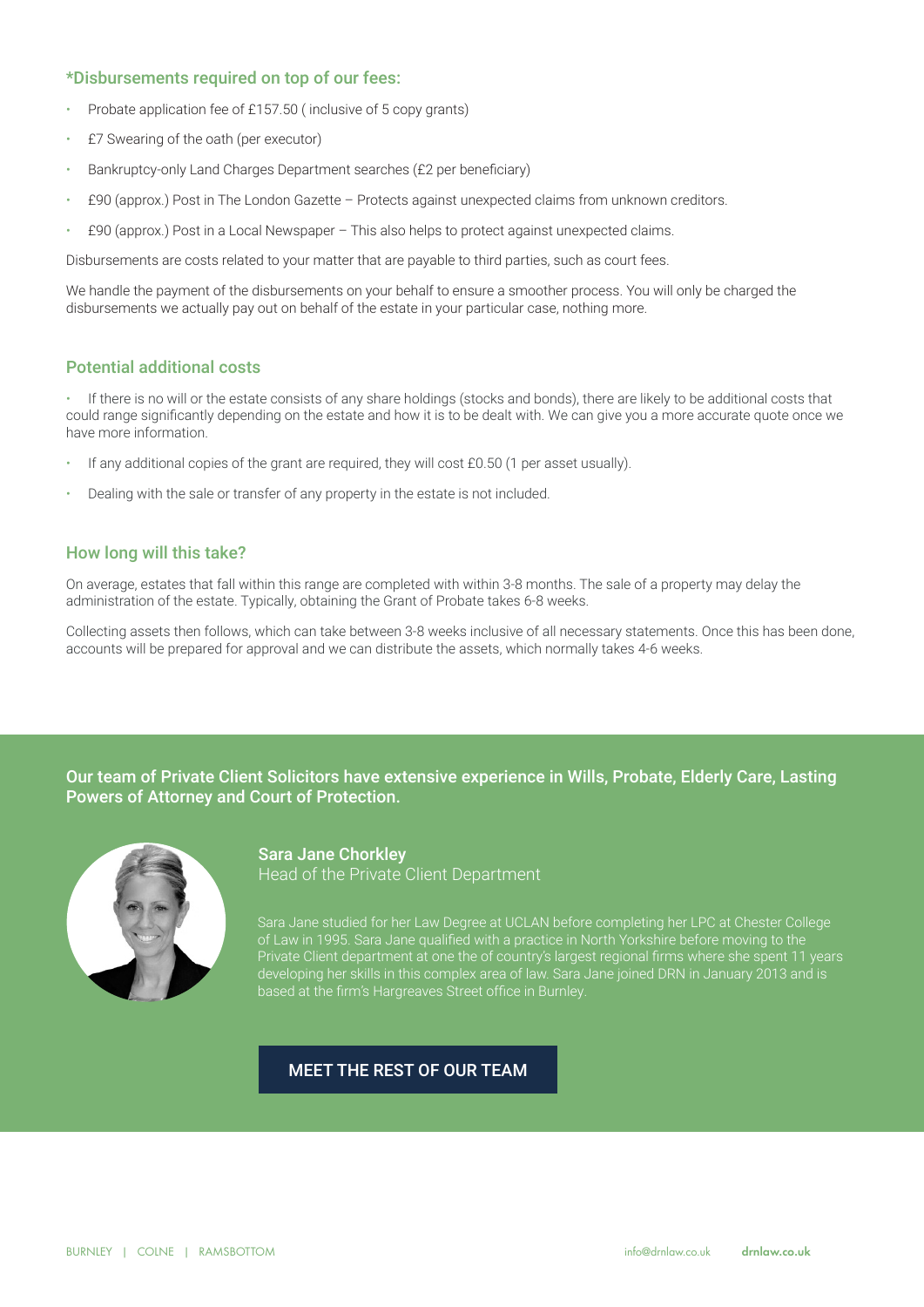### *Disbursements required on top of our fees:

- Probate application fee of £157.50 ( inclusive of 5 copy grants)
- £7 Swearing of the oath (per executor)
- Bankruptcy-only Land Charges Department searches (£2 per beneficiary)
- £90 (approx.) Post in The London Gazette – Protects against unexpected claims from unknown creditors.
- £90 (approx.) Post in a Local Newspaper – This also helps to protect against unexpected claims.

Disbursements are costs related to your matter that are payable to third parties, such as court fees.

We handle the payment of the disbursements on your behalf to ensure a smoother process. You will only be charged the disbursements we actually pay out on behalf of the estate in your particular case, nothing more.

### Potential additional costs

- If there is no will or the estate consists of any share holdings (stocks and bonds), there are likely to be additional costs that could range significantly depending on the estate and how it is to be dealt with. We can give you a more accurate quote once we have more information.
- If any additional copies of the grant are required, they will cost £0.50 (1 per asset usually).
- Dealing with the sale or transfer of any property in the estate is not included.

### How long will this take?

On average, estates that fall within this range are completed with within 3-8 months. The sale of a property may delay the administration of the estate. Typically, obtaining the Grant of Probate takes 6-8 weeks.

Collecting assets then follows, which can take between 3-8 weeks inclusive of all necessary statements. Once this has been done, accounts will be prepared for approval and we can distribute the assets, which normally takes 4-6 weeks.

**Our team of Private Client Solicitors have extensive experience in Wills, Probate, Elderly Care, Lasting Powers of Attorney and Court of Protection.**

**Sara Jane Chorkley**
Head of the Private Client Department

Sara Jane studied for her Law Degree at UCLAN before completing her LPC at Chester College of Law in 1995. Sara Jane qualified with a practice in North Yorkshire before moving to the Private Client department at one the of country's largest regional firms where she spent 11 years developing her skills in this complex area of law. Sara Jane joined DRN in January 2013 and is based at the firm's Hargreaves Street office in Burnley.

MEET THE REST OF OUR TEAM

BURNLEY | COLNE | RAMSBOTTOM

info@drnlaw.co.uk **drnlaw.co.uk**